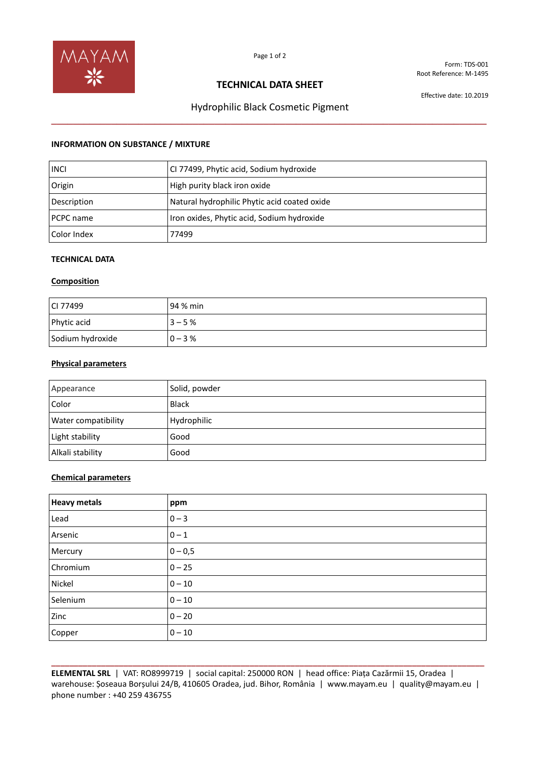Form: TDS-001
Root Reference: M-1495

# TECHNICAL DATA SHEET

Effective date: 10.2019

## Hydrophilic Black Cosmetic Pigment

### INFORMATION ON SUBSTANCE / MIXTURE

| | |
|---|---|
| INCI | CI 77499, Phytic acid, Sodium hydroxide |
| Origin | High purity black iron oxide |
| Description | Natural hydrophilic Phytic acid coated oxide |
| PCPC name | Iron oxides, Phytic acid, Sodium hydroxide |
| Color Index | 77499 |

### TECHNICAL DATA

**Composition**

| | |
|---|---|
| CI 77499 | 94 % min |
| Phytic acid | 3 – 5 % |
| Sodium hydroxide | 0 – 3 % |

**Physical parameters**

| | |
|---|---|
| Appearance | Solid, powder |
| Color | Black |
| Water compatibility | Hydrophilic |
| Light stability | Good |
| Alkali stability | Good |

**Chemical parameters**

| **Heavy metals** | **ppm** |
|---|---|
| Lead | 0 – 3 |
| Arsenic | 0 – 1 |
| Mercury | 0 – 0,5 |
| Chromium | 0 – 25 |
| Nickel | 0 – 10 |
| Selenium | 0 – 10 |
| Zinc | 0 – 20 |
| Copper | 0 – 10 |

**ELEMENTAL SRL** | VAT: RO8999719 | social capital: 250000 RON | head office: Piața Cazărmii 15, Oradea | warehouse: Șoseaua Borșului 24/B, 410605 Oradea, jud. Bihor, România | www.mayam.eu | quality@mayam.eu | phone number : +40 259 436755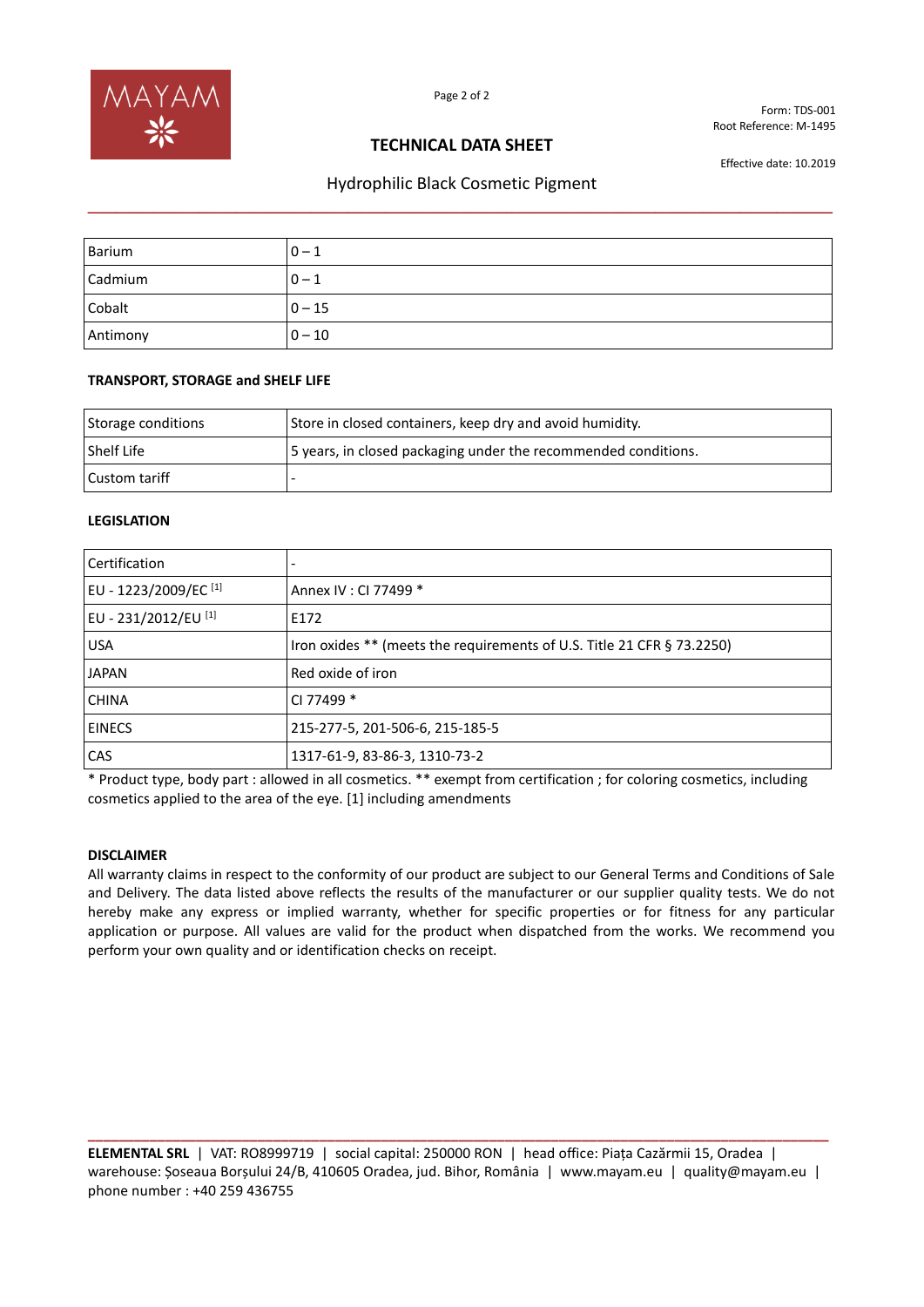| | |
|---|---|
| Barium | 0 – 1 |
| Cadmium | 0 – 1 |
| Cobalt | 0 – 15 |
| Antimony | 0 – 10 |

**TRANSPORT, STORAGE and SHELF LIFE**

| | |
|---|---|
| Storage conditions | Store in closed containers, keep dry and avoid humidity. |
| Shelf Life | 5 years, in closed packaging under the recommended conditions. |
| Custom tariff | - |

**LEGISLATION**

| | |
|---|---|
| Certification | - |
| EU - 1223/2009/EC [1] | Annex IV : CI 77499 * |
| EU - 231/2012/EU [1] | E172 |
| USA | Iron oxides ** (meets the requirements of U.S. Title 21 CFR § 73.2250) |
| JAPAN | Red oxide of iron |
| CHINA | CI 77499 * |
| EINECS | 215-277-5, 201-506-6, 215-185-5 |
| CAS | 1317-61-9, 83-86-3, 1310-73-2 |

* Product type, body part : allowed in all cosmetics. ** exempt from certification ; for coloring cosmetics, including cosmetics applied to the area of the eye. [1] including amendments

**DISCLAIMER**

All warranty claims in respect to the conformity of our product are subject to our General Terms and Conditions of Sale and Delivery. The data listed above reflects the results of the manufacturer or our supplier quality tests. We do not hereby make any express or implied warranty, whether for specific properties or for fitness for any particular application or purpose. All values are valid for the product when dispatched from the works. We recommend you perform your own quality and or identification checks on receipt.